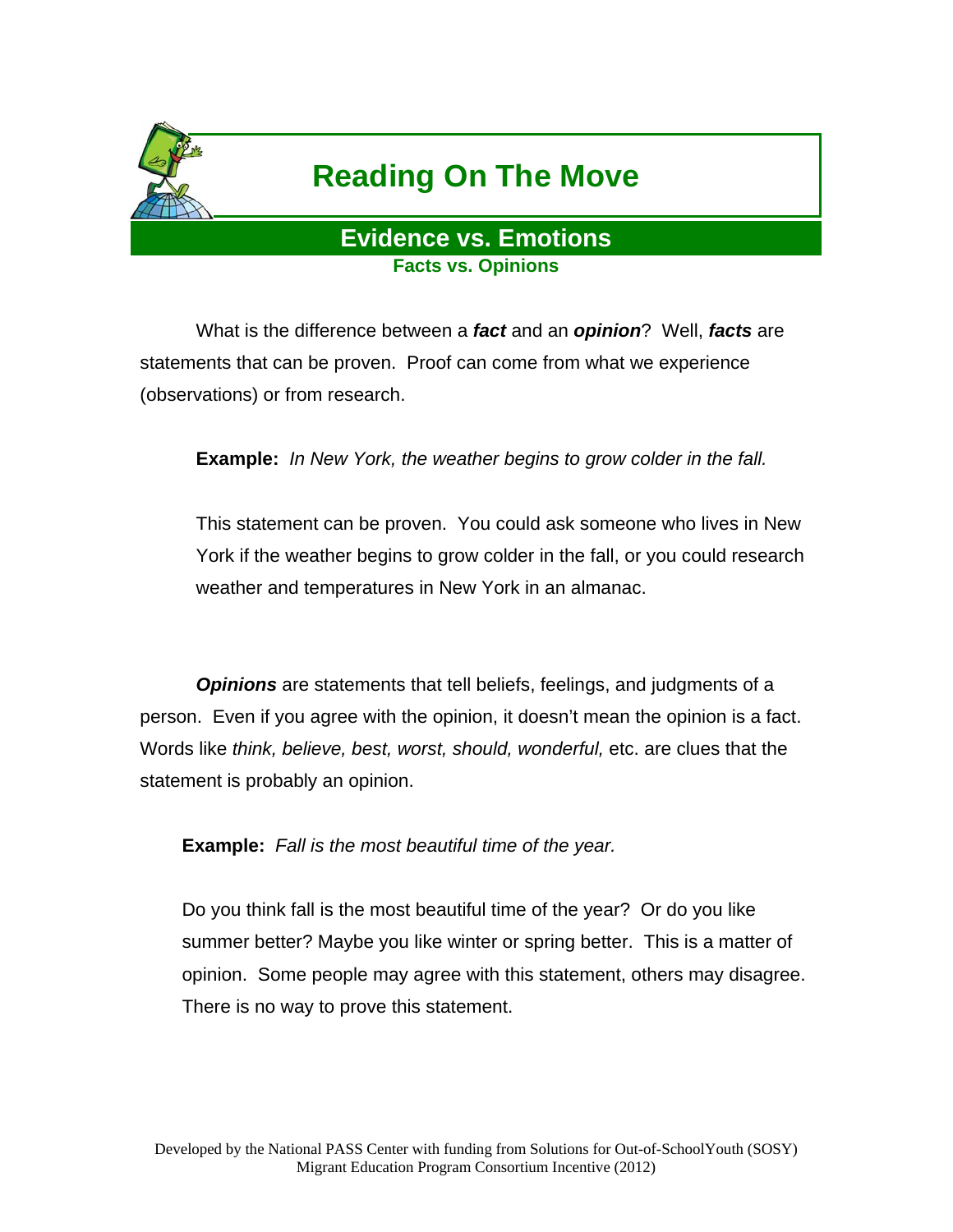# Reading On The Move

## Evidence vs. Emotions

### Facts vs. Opinions

What is the difference between a ***fact*** and an ***opinion***? Well, ***facts*** are statements that can be proven. Proof can come from what we experience (observations) or from research.

**Example:** *In New York, the weather begins to grow colder in the fall.*

This statement can be proven. You could ask someone who lives in New York if the weather begins to grow colder in the fall, or you could research weather and temperatures in New York in an almanac.

***Opinions*** are statements that tell beliefs, feelings, and judgments of a person. Even if you agree with the opinion, it doesn't mean the opinion is a fact. Words like *think, believe, best, worst, should, wonderful,* etc. are clues that the statement is probably an opinion.

**Example:** *Fall is the most beautiful time of the year.*

Do you think fall is the most beautiful time of the year? Or do you like summer better? Maybe you like winter or spring better. This is a matter of opinion. Some people may agree with this statement, others may disagree. There is no way to prove this statement.

Developed by the National PASS Center with funding from Solutions for Out-of-SchoolYouth (SOSY) Migrant Education Program Consortium Incentive (2012)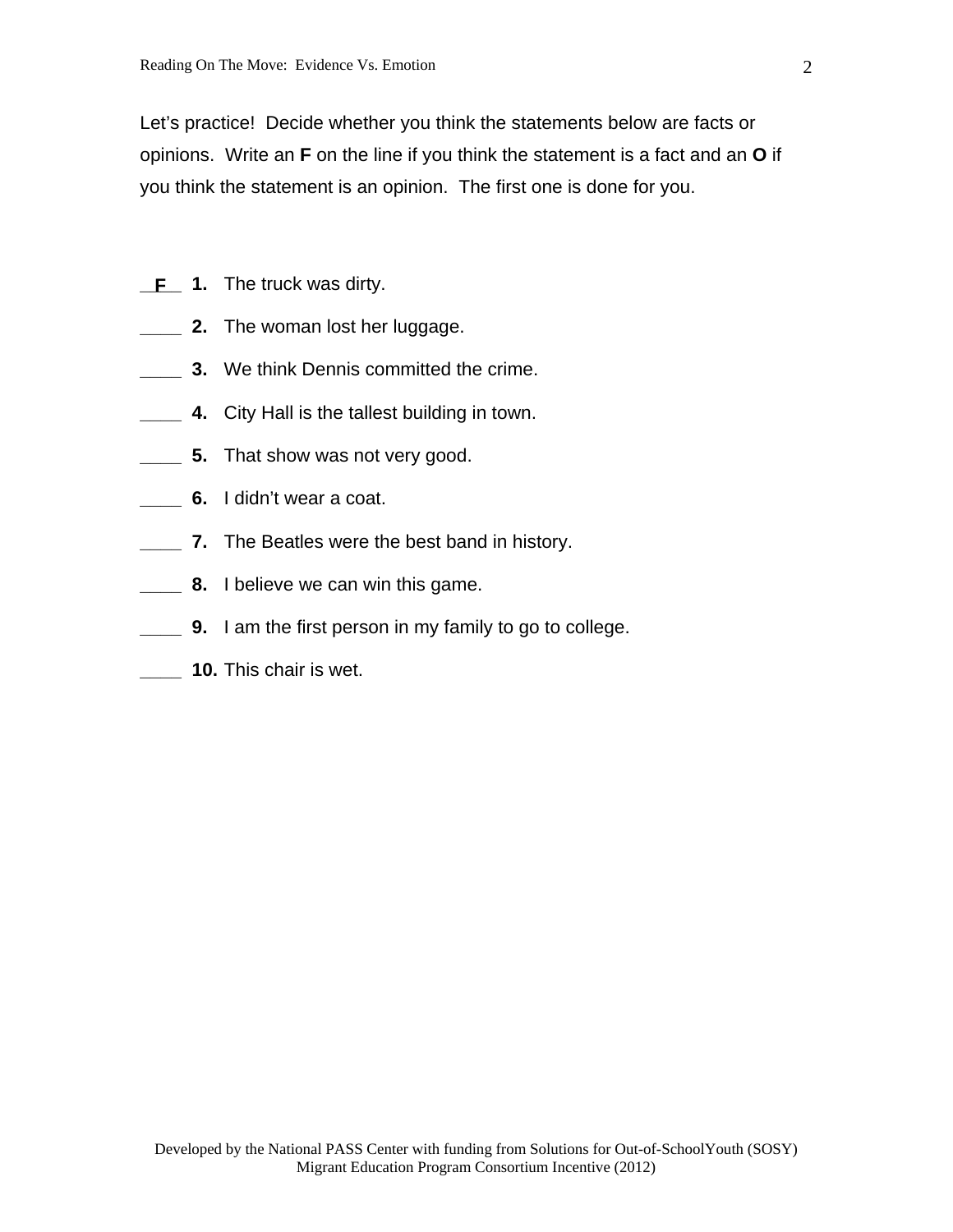Let's practice! Decide whether you think the statements below are facts or opinions. Write an **F** on the line if you think the statement is a fact and an **O** if you think the statement is an opinion. The first one is done for you.

__F__ **1.** The truck was dirty.

____ **2.** The woman lost her luggage.

____ **3.** We think Dennis committed the crime.

____ **4.** City Hall is the tallest building in town.

____ **5.** That show was not very good.

____ **6.** I didn't wear a coat.

____ **7.** The Beatles were the best band in history.

____ **8.** I believe we can win this game.

____ **9.** I am the first person in my family to go to college.

____ **10.** This chair is wet.

Developed by the National PASS Center with funding from Solutions for Out-of-SchoolYouth (SOSY) Migrant Education Program Consortium Incentive (2012)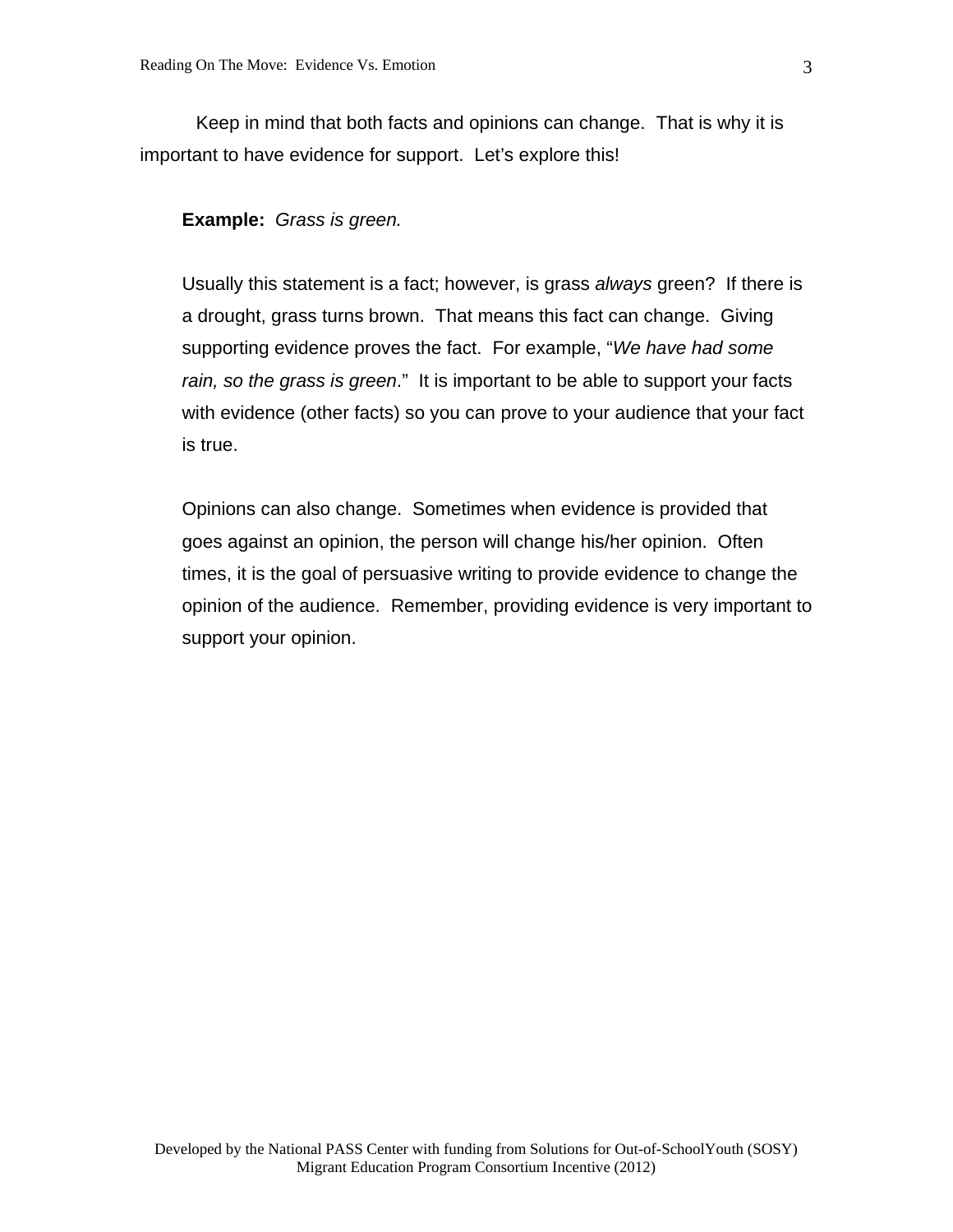Keep in mind that both facts and opinions can change. That is why it is important to have evidence for support. Let's explore this!

**Example:** *Grass is green.*

Usually this statement is a fact; however, is grass *always* green? If there is a drought, grass turns brown. That means this fact can change. Giving supporting evidence proves the fact. For example, "*We have had some rain, so the grass is green*." It is important to be able to support your facts with evidence (other facts) so you can prove to your audience that your fact is true.

Opinions can also change. Sometimes when evidence is provided that goes against an opinion, the person will change his/her opinion. Often times, it is the goal of persuasive writing to provide evidence to change the opinion of the audience. Remember, providing evidence is very important to support your opinion.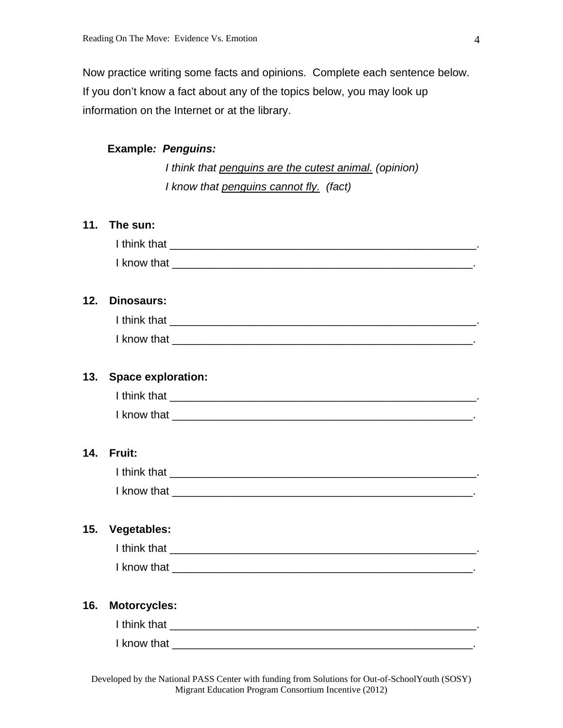Now practice writing some facts and opinions. Complete each sentence below. If you don't know a fact about any of the topics below, you may look up information on the Internet or at the library.

**Example*: Penguins:***

*I think that <u>penguins are the cutest animal.</u> (opinion)*

*I know that <u>penguins cannot fly.</u> (fact)*

**11. The sun:**

I think that ____________________________________________________.

I know that ____________________________________________________.

**12. Dinosaurs:**

I think that ____________________________________________________.

I know that ____________________________________________________.

**13. Space exploration:**

I think that ____________________________________________________.

I know that ____________________________________________________.

**14. Fruit:**

I think that ____________________________________________________.

I know that ____________________________________________________.

**15. Vegetables:**

I think that ____________________________________________________.

I know that ____________________________________________________.

**16. Motorcycles:**

I think that ____________________________________________________.

I know that ____________________________________________________.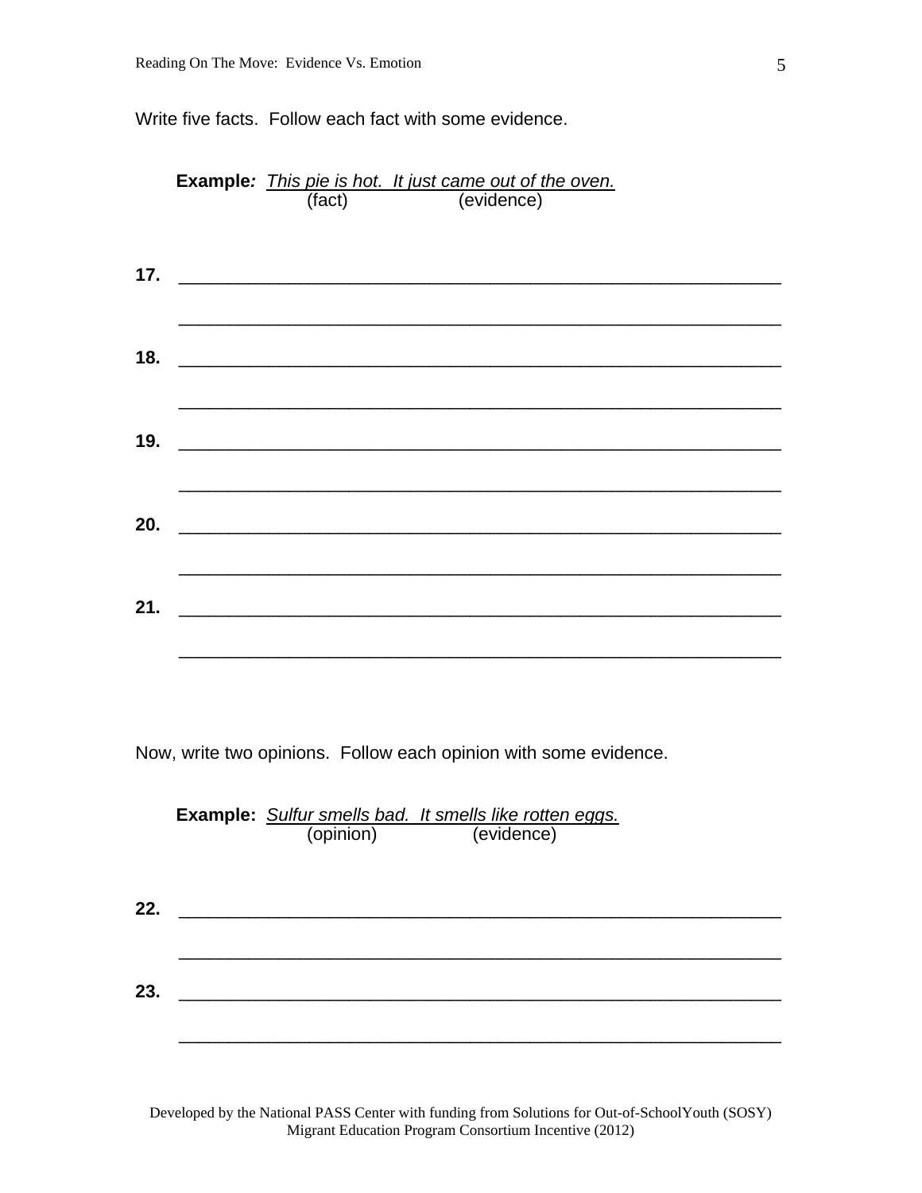Write five facts. Follow each fact with some evidence.

**Example***:* *This pie is hot. It just came out of the oven.*
(fact) (evidence)

**17.** ____________________________________________________________

____________________________________________________________

**18.** ____________________________________________________________

____________________________________________________________

**19.** ____________________________________________________________

____________________________________________________________

**20.** ____________________________________________________________

____________________________________________________________

**21.** ____________________________________________________________

____________________________________________________________

Now, write two opinions. Follow each opinion with some evidence.

**Example:** *Sulfur smells bad. It smells like rotten eggs.*
(opinion) (evidence)

**22.** ____________________________________________________________

____________________________________________________________

**23.** ____________________________________________________________

____________________________________________________________

Developed by the National PASS Center with funding from Solutions for Out-of-SchoolYouth (SOSY) Migrant Education Program Consortium Incentive (2012)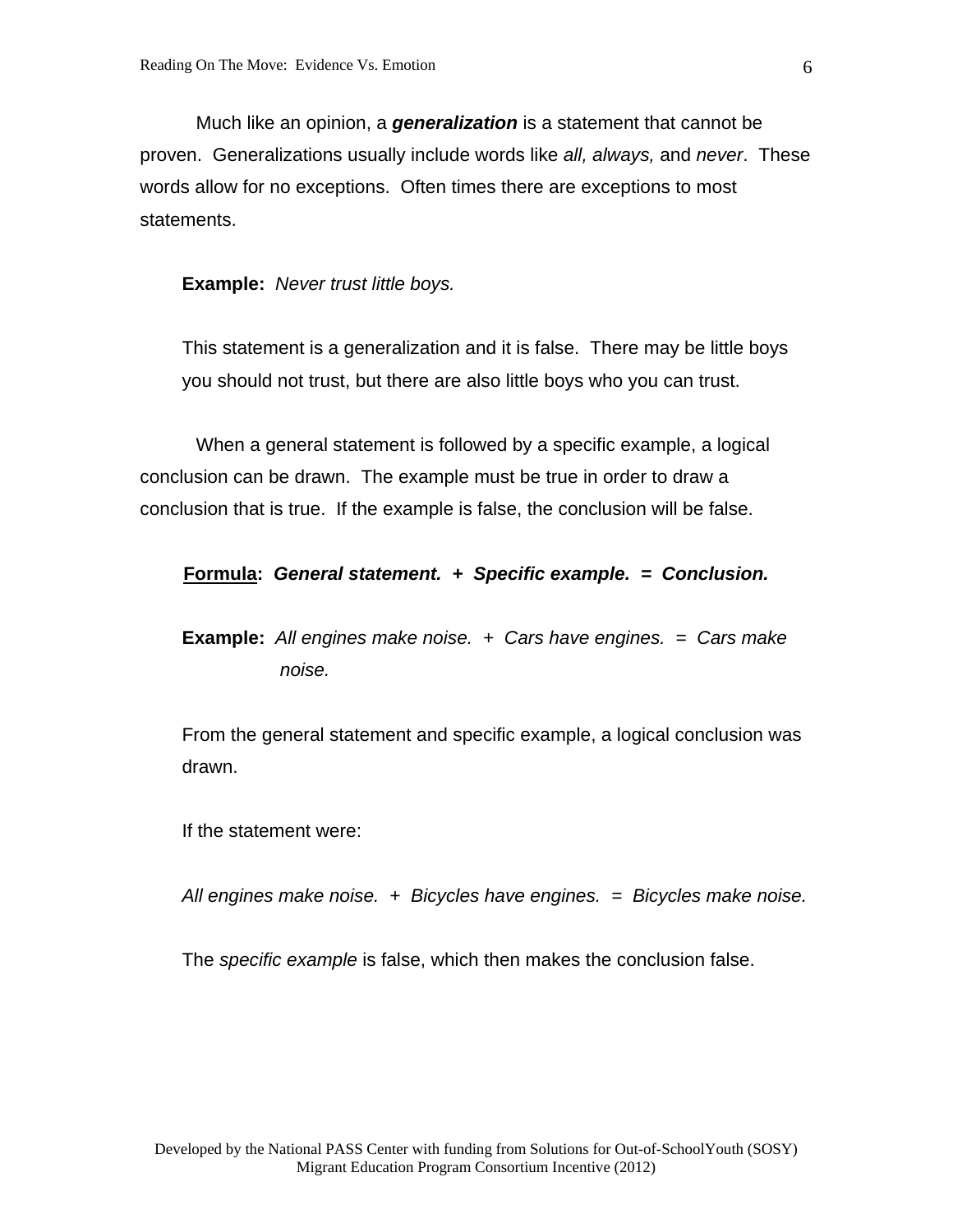Much like an opinion, a ***generalization*** is a statement that cannot be proven. Generalizations usually include words like *all, always,* and *never*. These words allow for no exceptions. Often times there are exceptions to most statements.

**Example:** *Never trust little boys.*

This statement is a generalization and it is false. There may be little boys you should not trust, but there are also little boys who you can trust.

When a general statement is followed by a specific example, a logical conclusion can be drawn. The example must be true in order to draw a conclusion that is true. If the example is false, the conclusion will be false.

**Formula:** ***General statement. + Specific example. = Conclusion.***

**Example:** *All engines make noise. + Cars have engines. = Cars make noise.*

From the general statement and specific example, a logical conclusion was drawn.

If the statement were:

*All engines make noise. + Bicycles have engines. = Bicycles make noise.*

The *specific example* is false, which then makes the conclusion false.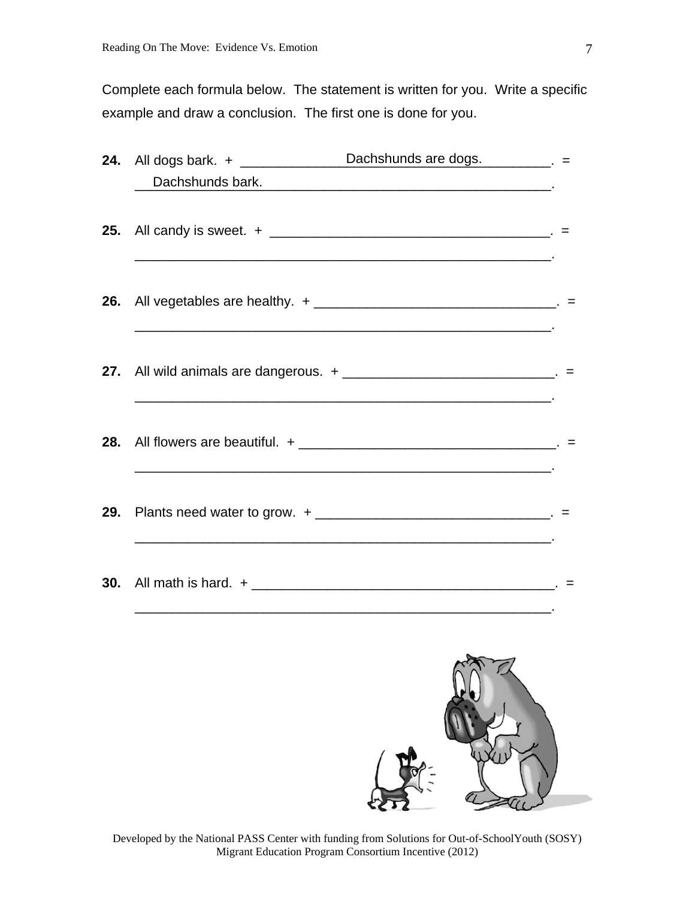Complete each formula below. The statement is written for you. Write a specific example and draw a conclusion. The first one is done for you.

**24.** All dogs bark. + ______Dachshunds are dogs.______. =
______Dachshunds bark.______.

**25.** All candy is sweet. + ______________________________________. =
______________________________________________________.

**26.** All vegetables are healthy. + ________________________________. =
______________________________________________________.

**27.** All wild animals are dangerous. + ____________________________. =
______________________________________________________.

**28.** All flowers are beautiful. + __________________________________. =
______________________________________________________.

**29.** Plants need water to grow. + _______________________________. =
______________________________________________________.

**30.** All math is hard. + ________________________________________. =
______________________________________________________.

Developed by the National PASS Center with funding from Solutions for Out-of-SchoolYouth (SOSY) Migrant Education Program Consortium Incentive (2012)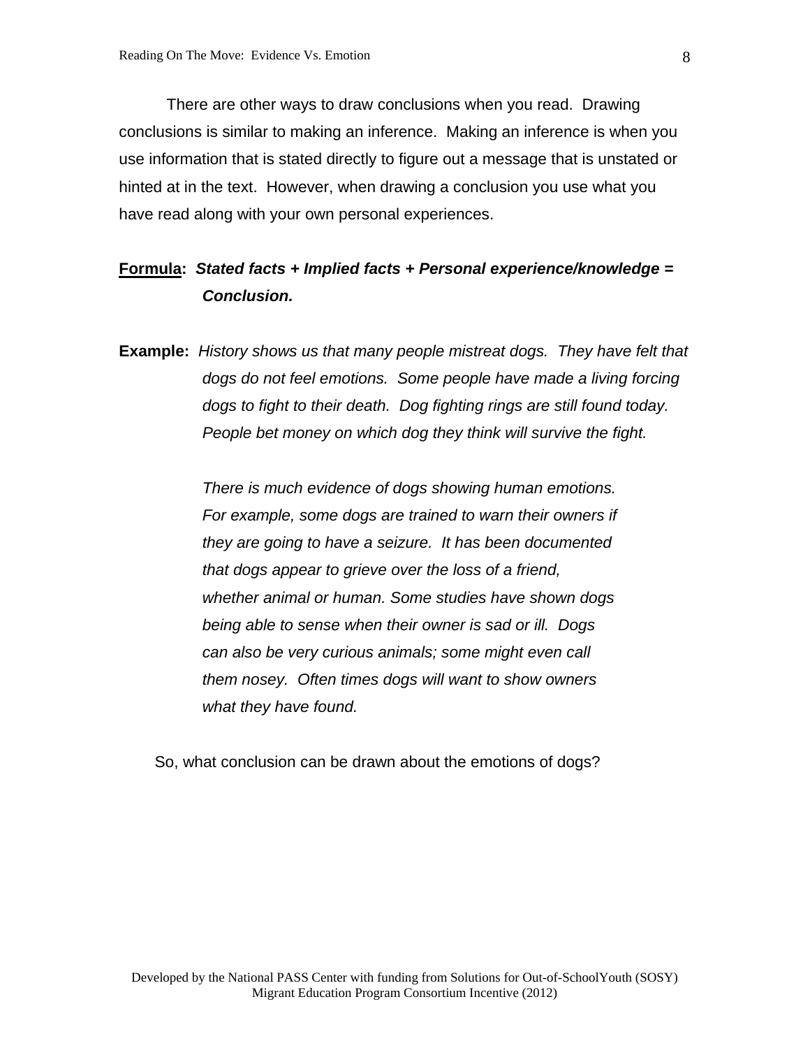There are other ways to draw conclusions when you read. Drawing conclusions is similar to making an inference. Making an inference is when you use information that is stated directly to figure out a message that is unstated or hinted at in the text. However, when drawing a conclusion you use what you have read along with your own personal experiences.

**Formula:** ***Stated facts + Implied facts + Personal experience/knowledge = Conclusion.***

**Example:** *History shows us that many people mistreat dogs. They have felt that dogs do not feel emotions. Some people have made a living forcing dogs to fight to their death. Dog fighting rings are still found today. People bet money on which dog they think will survive the fight.*

*There is much evidence of dogs showing human emotions. For example, some dogs are trained to warn their owners if they are going to have a seizure. It has been documented that dogs appear to grieve over the loss of a friend, whether animal or human. Some studies have shown dogs being able to sense when their owner is sad or ill. Dogs can also be very curious animals; some might even call them nosey. Often times dogs will want to show owners what they have found.*

So, what conclusion can be drawn about the emotions of dogs?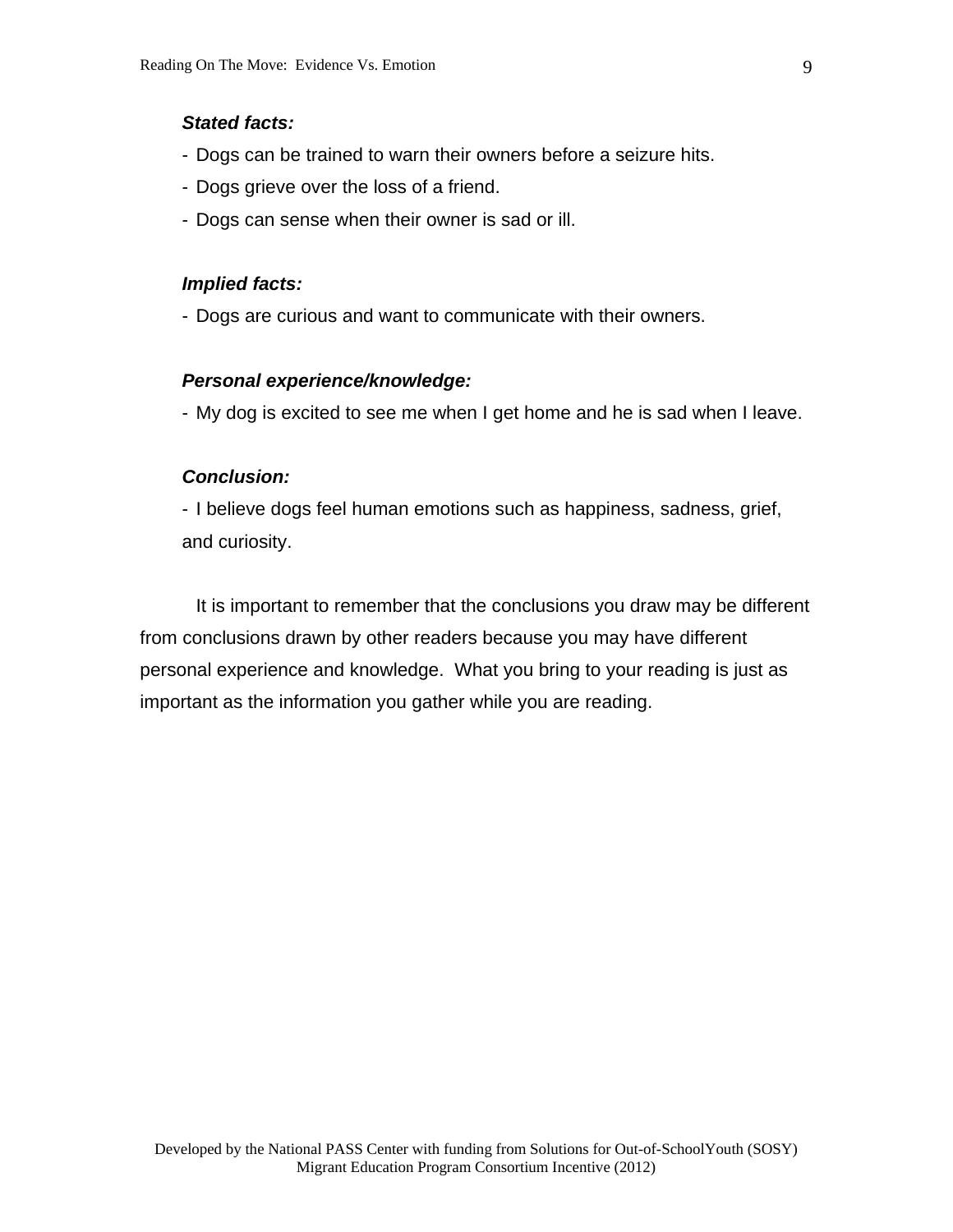***Stated facts:***

- Dogs can be trained to warn their owners before a seizure hits.
- Dogs grieve over the loss of a friend.
- Dogs can sense when their owner is sad or ill.

***Implied facts:***

- Dogs are curious and want to communicate with their owners.

***Personal experience/knowledge:***

- My dog is excited to see me when I get home and he is sad when I leave.

***Conclusion:***

- I believe dogs feel human emotions such as happiness, sadness, grief, and curiosity.

It is important to remember that the conclusions you draw may be different from conclusions drawn by other readers because you may have different personal experience and knowledge. What you bring to your reading is just as important as the information you gather while you are reading.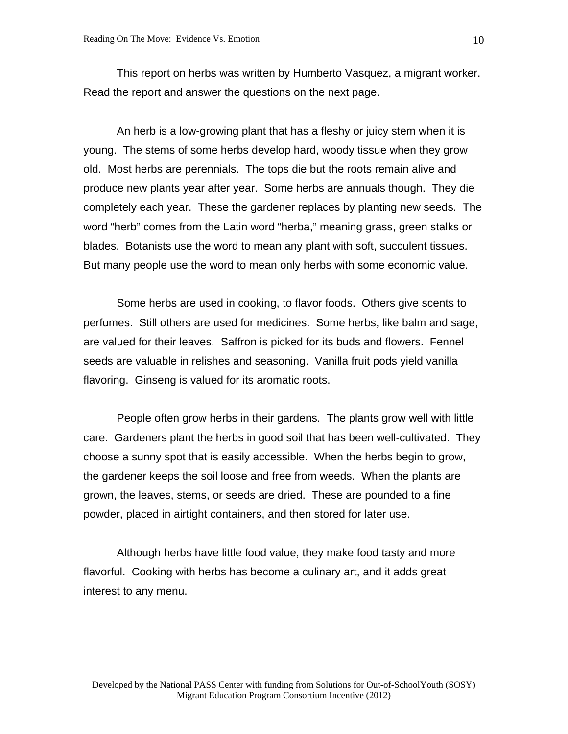This report on herbs was written by Humberto Vasquez, a migrant worker. Read the report and answer the questions on the next page.

An herb is a low-growing plant that has a fleshy or juicy stem when it is young. The stems of some herbs develop hard, woody tissue when they grow old. Most herbs are perennials. The tops die but the roots remain alive and produce new plants year after year. Some herbs are annuals though. They die completely each year. These the gardener replaces by planting new seeds. The word "herb" comes from the Latin word "herba," meaning grass, green stalks or blades. Botanists use the word to mean any plant with soft, succulent tissues. But many people use the word to mean only herbs with some economic value.

Some herbs are used in cooking, to flavor foods. Others give scents to perfumes. Still others are used for medicines. Some herbs, like balm and sage, are valued for their leaves. Saffron is picked for its buds and flowers. Fennel seeds are valuable in relishes and seasoning. Vanilla fruit pods yield vanilla flavoring. Ginseng is valued for its aromatic roots.

People often grow herbs in their gardens. The plants grow well with little care. Gardeners plant the herbs in good soil that has been well-cultivated. They choose a sunny spot that is easily accessible. When the herbs begin to grow, the gardener keeps the soil loose and free from weeds. When the plants are grown, the leaves, stems, or seeds are dried. These are pounded to a fine powder, placed in airtight containers, and then stored for later use.

Although herbs have little food value, they make food tasty and more flavorful. Cooking with herbs has become a culinary art, and it adds great interest to any menu.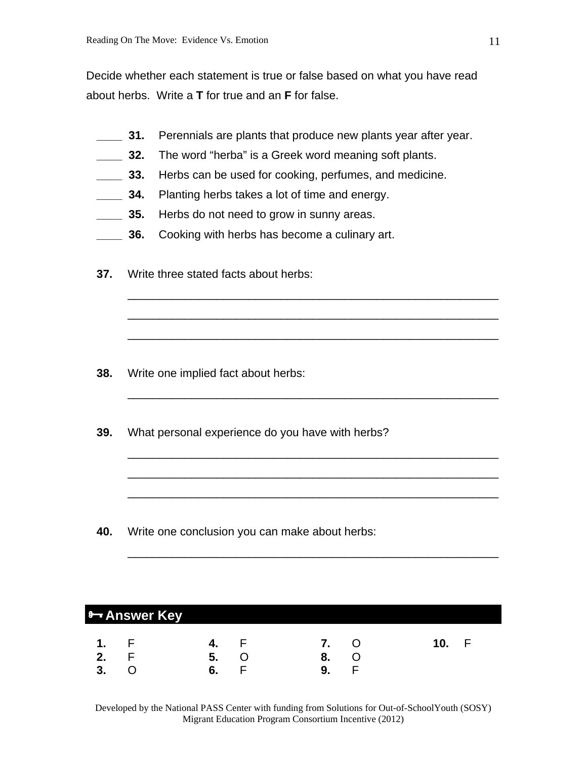Decide whether each statement is true or false based on what you have read about herbs. Write a **T** for true and an **F** for false.

____ **31.** Perennials are plants that produce new plants year after year.
____ **32.** The word "herba" is a Greek word meaning soft plants.
____ **33.** Herbs can be used for cooking, perfumes, and medicine.
____ **34.** Planting herbs takes a lot of time and energy.
____ **35.** Herbs do not need to grow in sunny areas.
____ **36.** Cooking with herbs has become a culinary art.

**37.** Write three stated facts about herbs:

______________________________________________________________

______________________________________________________________

______________________________________________________________

**38.** Write one implied fact about herbs:

______________________________________________________________

**39.** What personal experience do you have with herbs?

______________________________________________________________

______________________________________________________________

______________________________________________________________

**40.** Write one conclusion you can make about herbs:

______________________________________________________________

## Answer Key

| | | | | | | | |
|---|---|---|---|---|---|---|---|
| **1.** | F | **4.** | F | **7.** | O | **10.** | F |
| **2.** | F | **5.** | O | **8.** | O | | |
| **3.** | O | **6.** | F | **9.** | F | | |

Developed by the National PASS Center with funding from Solutions for Out-of-SchoolYouth (SOSY) Migrant Education Program Consortium Incentive (2012)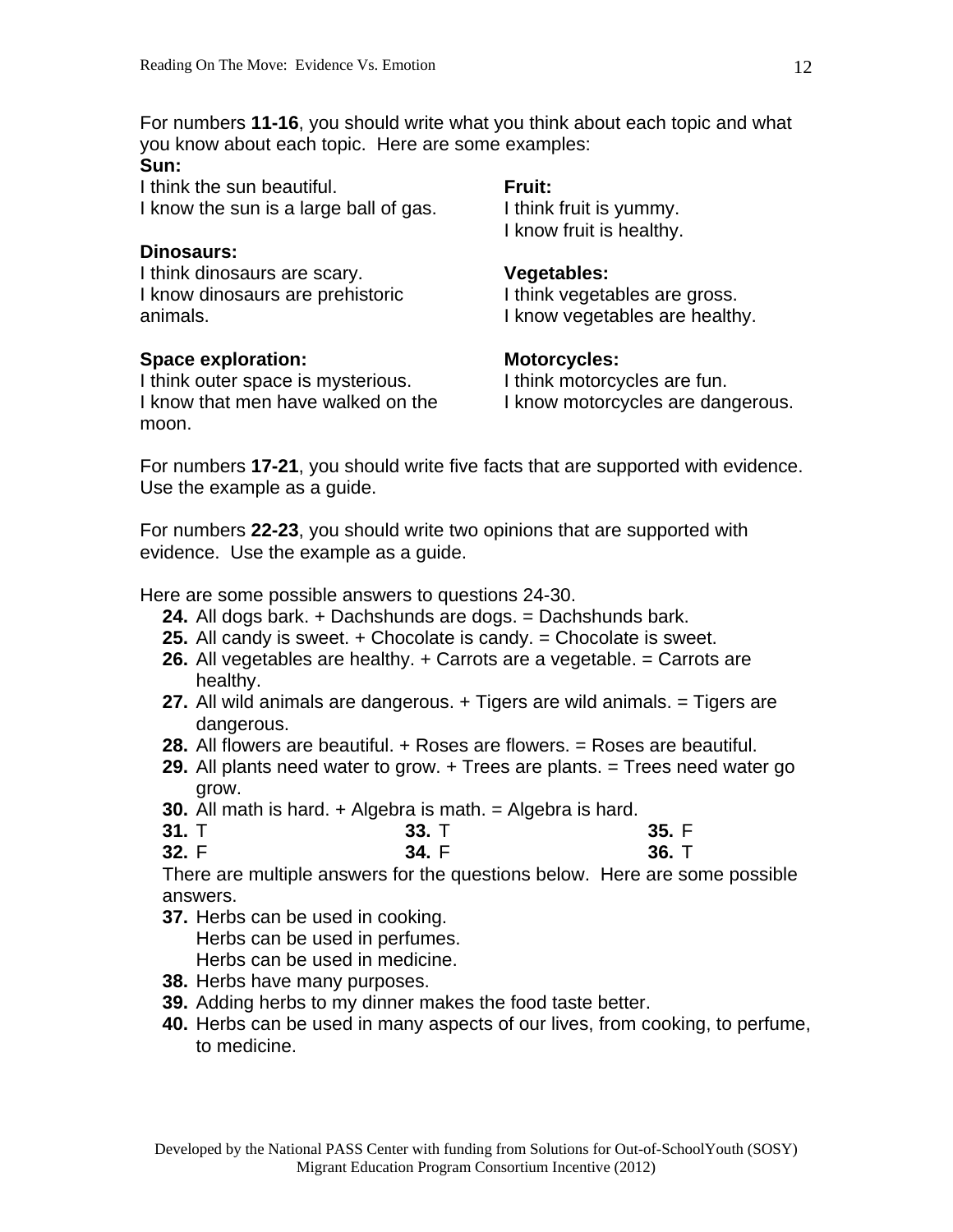For numbers **11-16**, you should write what you think about each topic and what you know about each topic. Here are some examples:

**Sun:**
I think the sun beautiful.
I know the sun is a large ball of gas.

**Fruit:**
I think fruit is yummy.
I know fruit is healthy.

**Dinosaurs:**
I think dinosaurs are scary.
I know dinosaurs are prehistoric animals.

**Vegetables:**
I think vegetables are gross.
I know vegetables are healthy.

**Space exploration:**
I think outer space is mysterious.
I know that men have walked on the moon.

**Motorcycles:**
I think motorcycles are fun.
I know motorcycles are dangerous.

For numbers **17-21**, you should write five facts that are supported with evidence. Use the example as a guide.

For numbers **22-23**, you should write two opinions that are supported with evidence. Use the example as a guide.

Here are some possible answers to questions 24-30.

**24.** All dogs bark. + Dachshunds are dogs. = Dachshunds bark.
**25.** All candy is sweet. + Chocolate is candy. = Chocolate is sweet.
**26.** All vegetables are healthy. + Carrots are a vegetable. = Carrots are healthy.
**27.** All wild animals are dangerous. + Tigers are wild animals. = Tigers are dangerous.
**28.** All flowers are beautiful. + Roses are flowers. = Roses are beautiful.
**29.** All plants need water to grow. + Trees are plants. = Trees need water go grow.
**30.** All math is hard. + Algebra is math. = Algebra is hard.
**31.** T
**32.** F
**33.** T
**34.** F
**35.** F
**36.** T

There are multiple answers for the questions below. Here are some possible answers.

**37.** Herbs can be used in cooking.
Herbs can be used in perfumes.
Herbs can be used in medicine.
**38.** Herbs have many purposes.
**39.** Adding herbs to my dinner makes the food taste better.
**40.** Herbs can be used in many aspects of our lives, from cooking, to perfume, to medicine.

Developed by the National PASS Center with funding from Solutions for Out-of-SchoolYouth (SOSY) Migrant Education Program Consortium Incentive (2012)